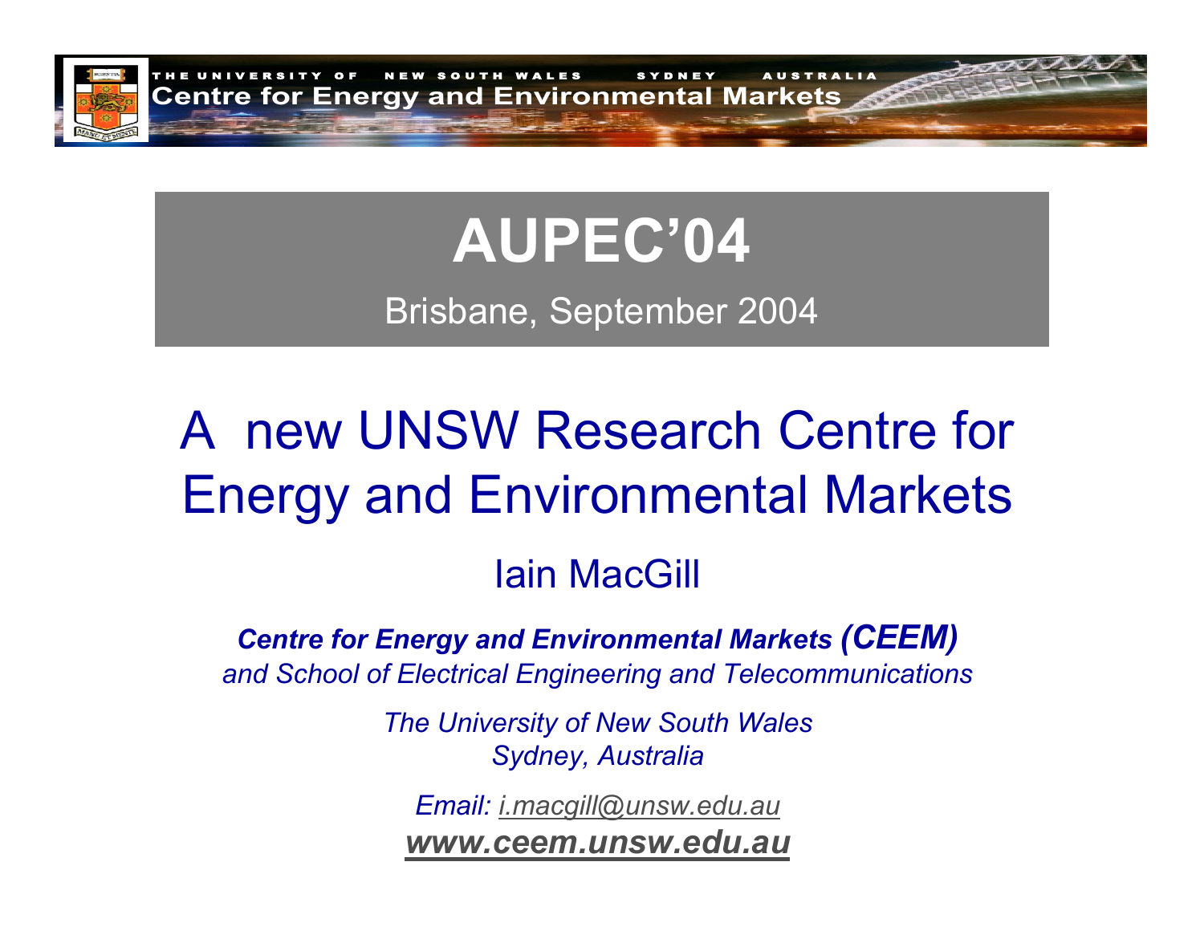THE UNIVERSITY OF NEW SOUTH WALES SYDNEY AUSTRALIA

Centre for Energy and Environmental Markets

# AUPEC'04

Brisbane, September 2004

# A new UNSW Research Centre for Energy and Environmental Markets

## Iain MacGill

***Centre for Energy and Environmental Markets (CEEM)***
*and School of Electrical Engineering and Telecommunications*

*The University of New South Wales*
*Sydney, Australia*

*Email: i.macgill@unsw.edu.au*
***www.ceem.unsw.edu.au***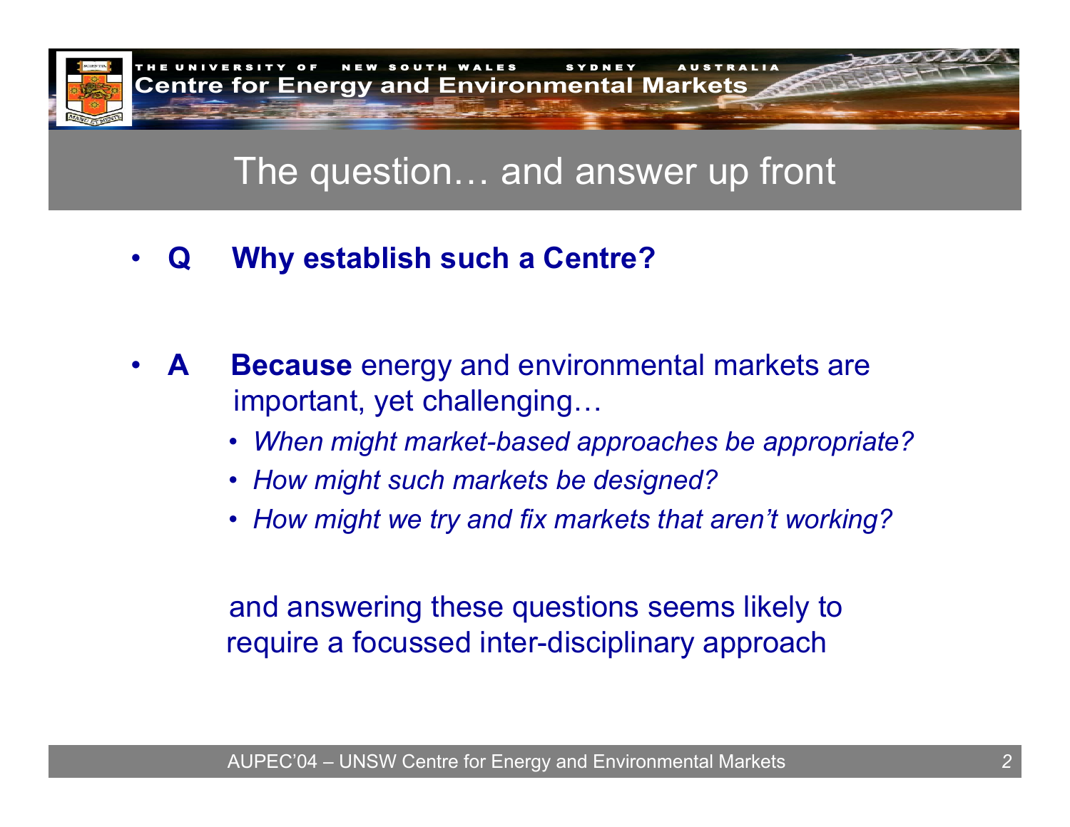## The question… and answer up front

- **Q** **Why establish such a Centre?**

- **A** **Because** energy and environmental markets are important, yet challenging…
  - *When might market-based approaches be appropriate?*
  - *How might such markets be designed?*
  - *How might we try and fix markets that aren't working?*

  and answering these questions seems likely to require a focussed inter-disciplinary approach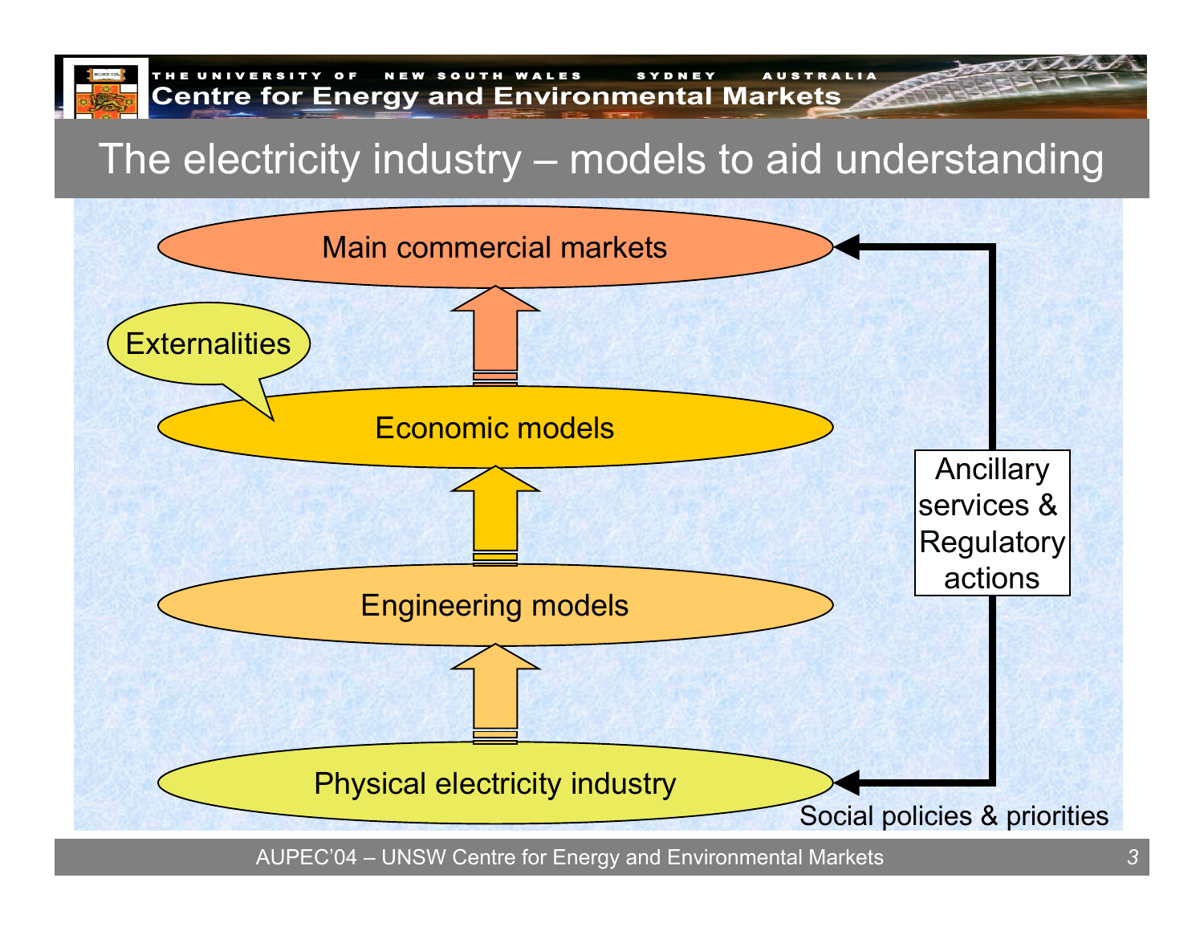# The electricity industry – models to aid understanding

Main commercial markets

Externalities

Economic models

Engineering models

Physical electricity industry

Ancillary services & Regulatory actions

Social policies & priorities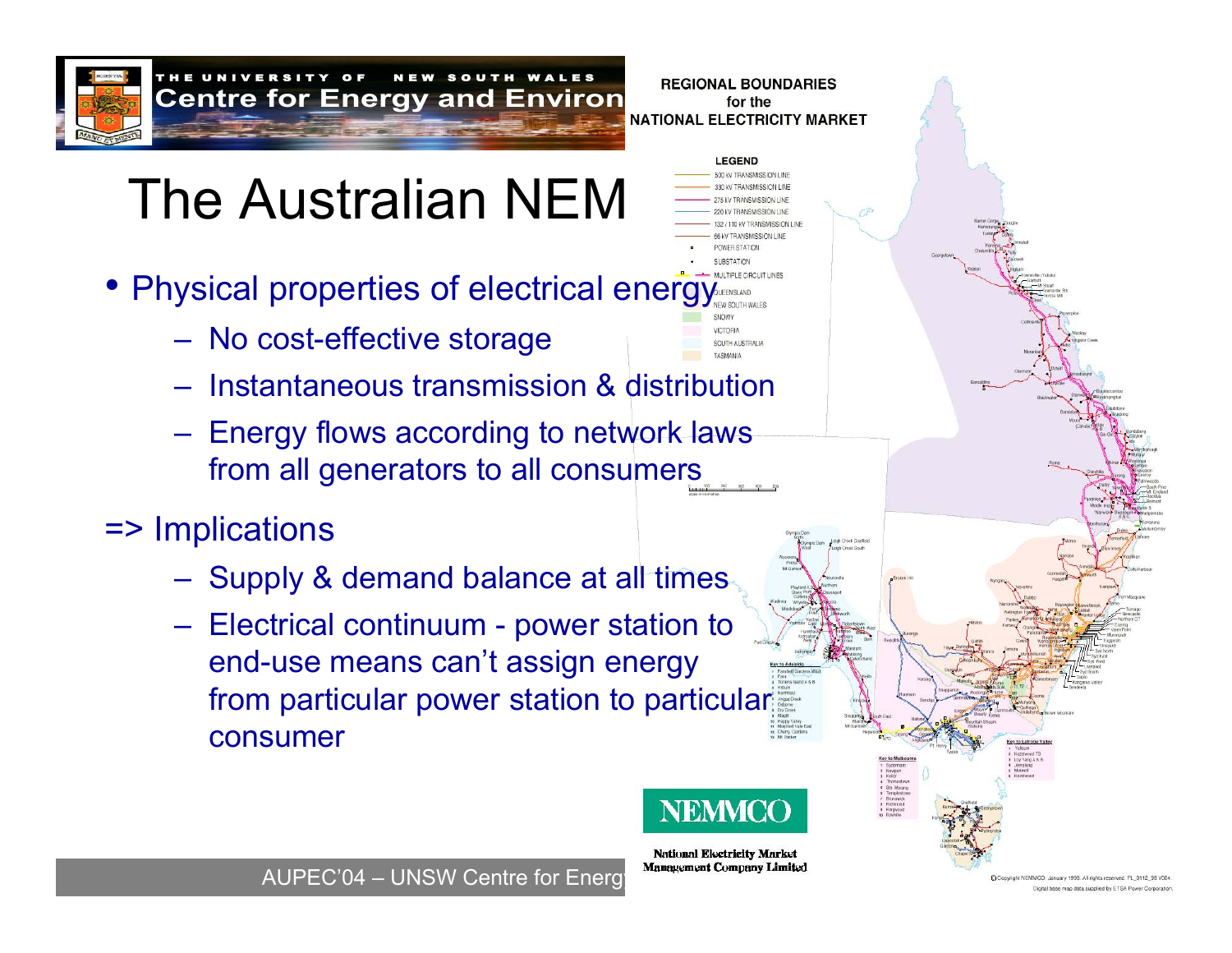# The Australian NEM

- Physical properties of electrical energy
  - No cost-effective storage
  - Instantaneous transmission & distribution
  - Energy flows according to network laws from all generators to all consumers

=> Implications

- Supply & demand balance at all times
- Electrical continuum - power station to end-use means can't assign energy from particular power station to particular consumer

REGIONAL BOUNDARIES
for the
NATIONAL ELECTRICITY MARKET

NEMMCO

National Electricity Market Management Company Limited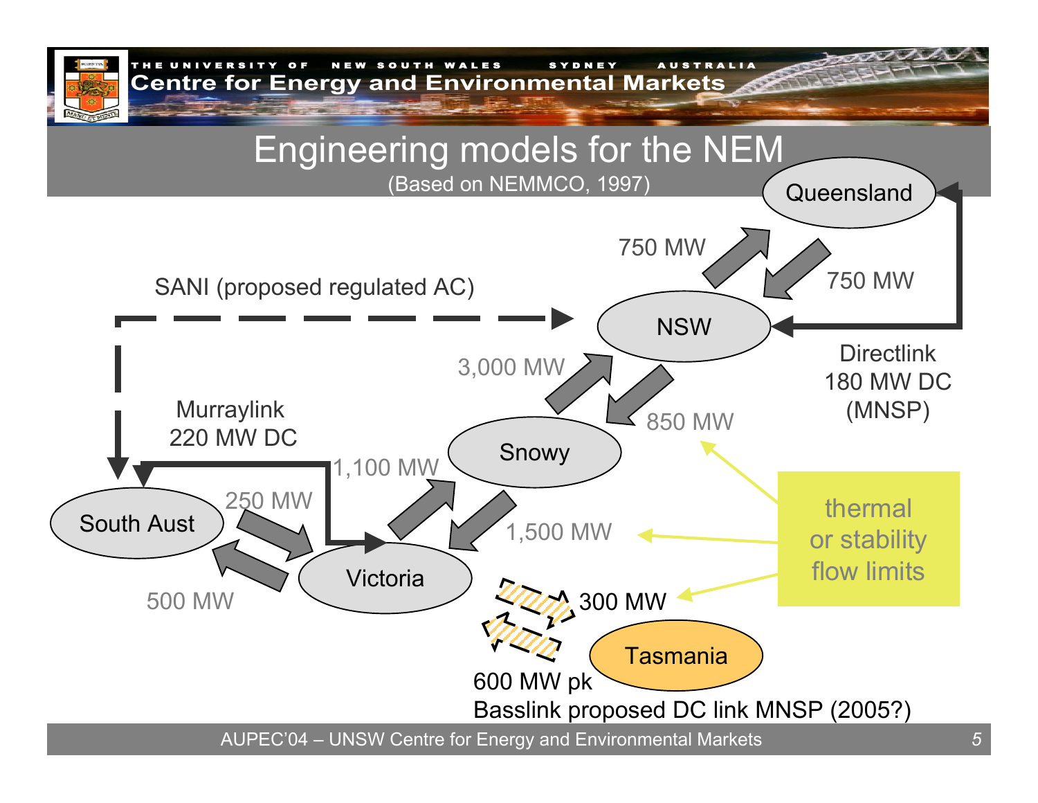# Engineering models for the NEM

(Based on NEMMCO, 1997)

Queensland

750 MW

750 MW

SANI (proposed regulated AC)

NSW

Directlink
180 MW DC
(MNSP)

3,000 MW

850 MW

Murraylink
220 MW DC

Snowy

1,100 MW

South Aust

250 MW

1,500 MW

thermal or stability flow limits

Victoria

500 MW

300 MW

Tasmania

600 MW pk

Basslink proposed DC link MNSP (2005?)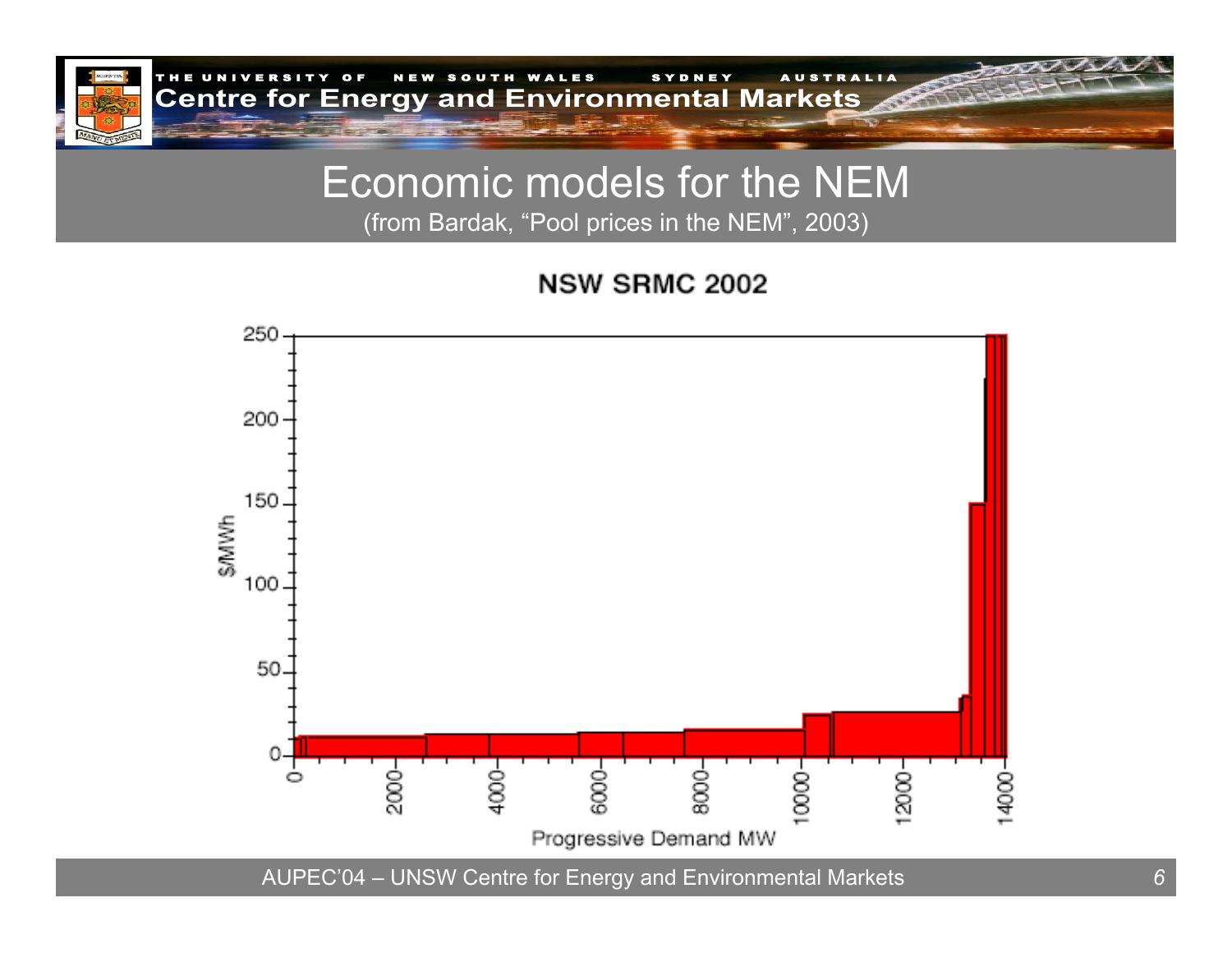# Economic models for the NEM

(from Bardak, "Pool prices in the NEM", 2003)

NSW SRMC 2002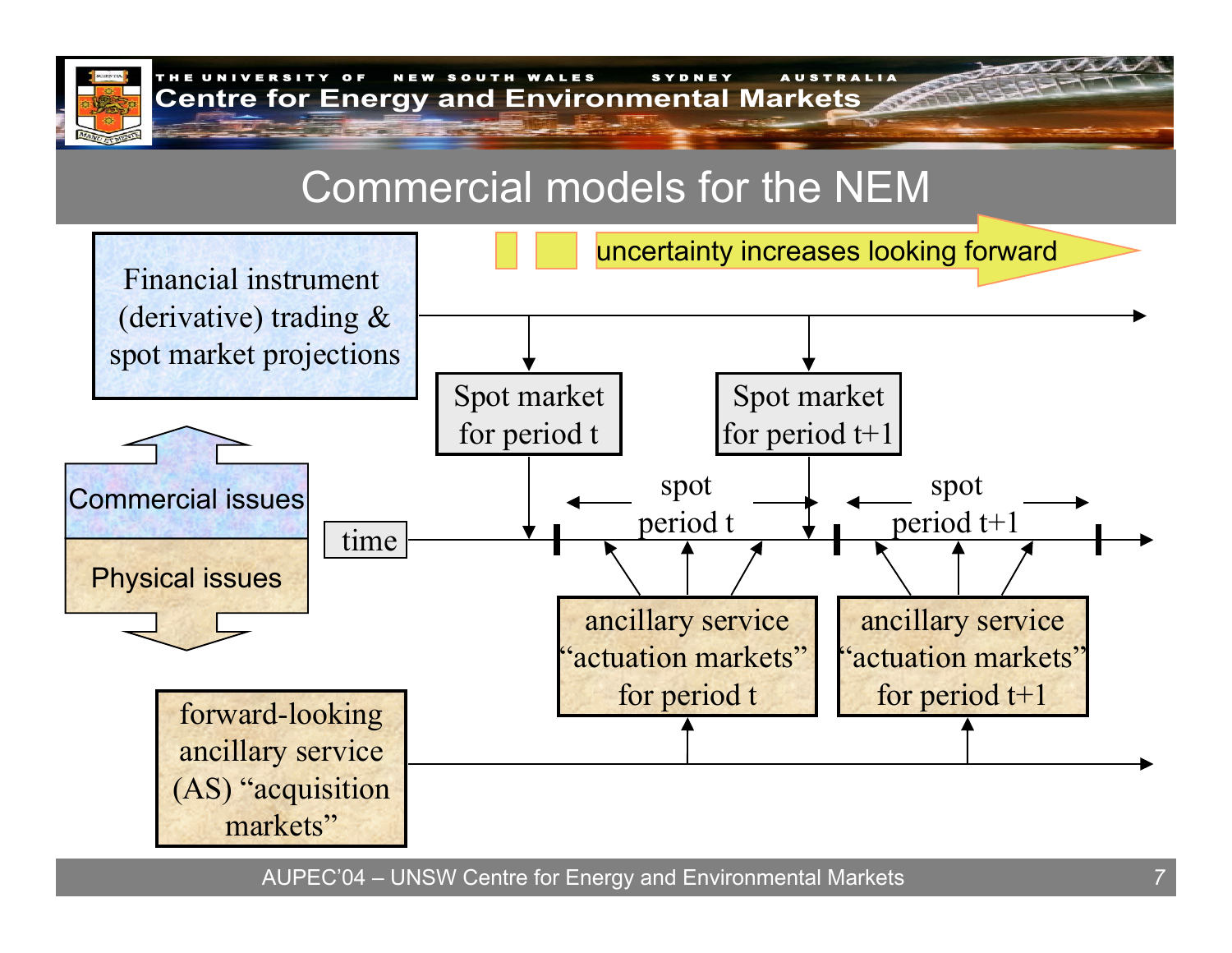# Commercial models for the NEM

uncertainty increases looking forward

Financial instrument (derivative) trading & spot market projections

Spot market for period t

Spot market for period t+1

Commercial issues

Physical issues

time

spot period t

spot period t+1

ancillary service "actuation markets" for period t

ancillary service "actuation markets" for period t+1

forward-looking ancillary service (AS) "acquisition markets"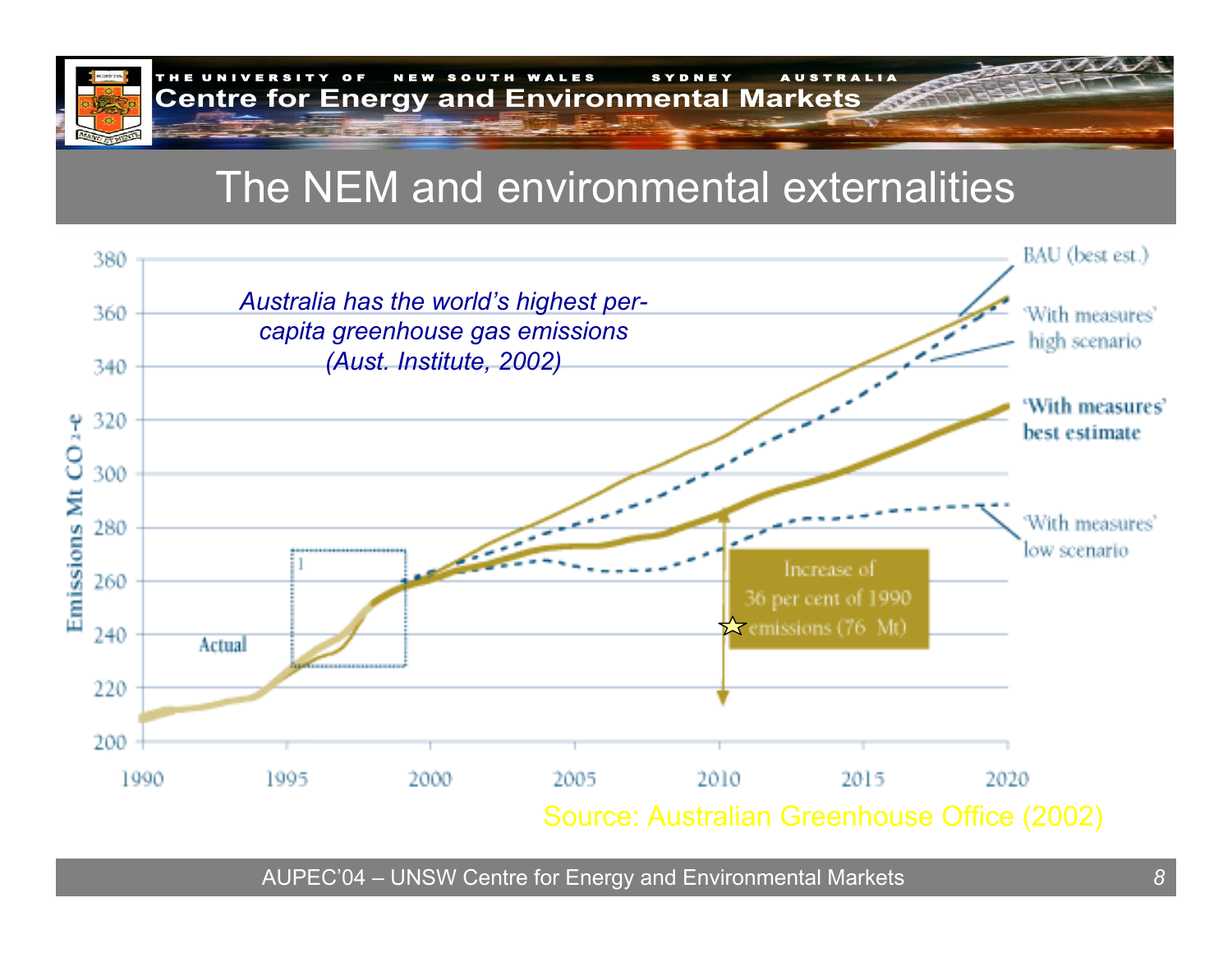# The NEM and environmental externalities

*Australia has the world's highest per-capita greenhouse gas emissions (Aust. Institute, 2002)*

Emissions Mt $CO_2$-e

380, 360, 340, 320, 300, 280, 260, 240, 220, 200

1990, 1995, 2000, 2005, 2010, 2015, 2020

Actual

BAU (best est.)

'With measures' high scenario

**'With measures' best estimate**

'With measures' low scenario

Increase of 36 per cent of 1990 emissions (76 Mt)

Source: Australian Greenhouse Office (2002)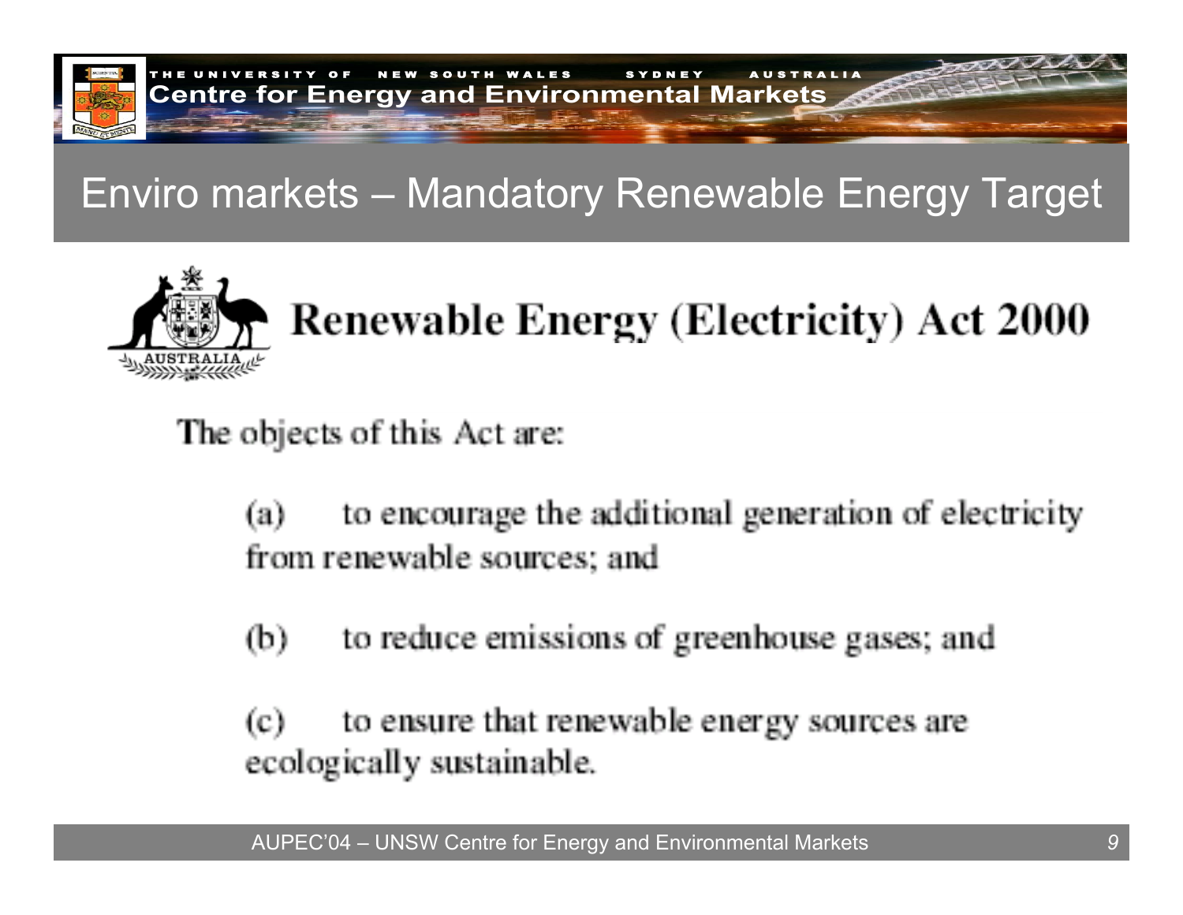# Enviro markets – Mandatory Renewable Energy Target

## Renewable Energy (Electricity) Act 2000

The objects of this Act are:

(a) to encourage the additional generation of electricity from renewable sources; and

(b) to reduce emissions of greenhouse gases; and

(c) to ensure that renewable energy sources are ecologically sustainable.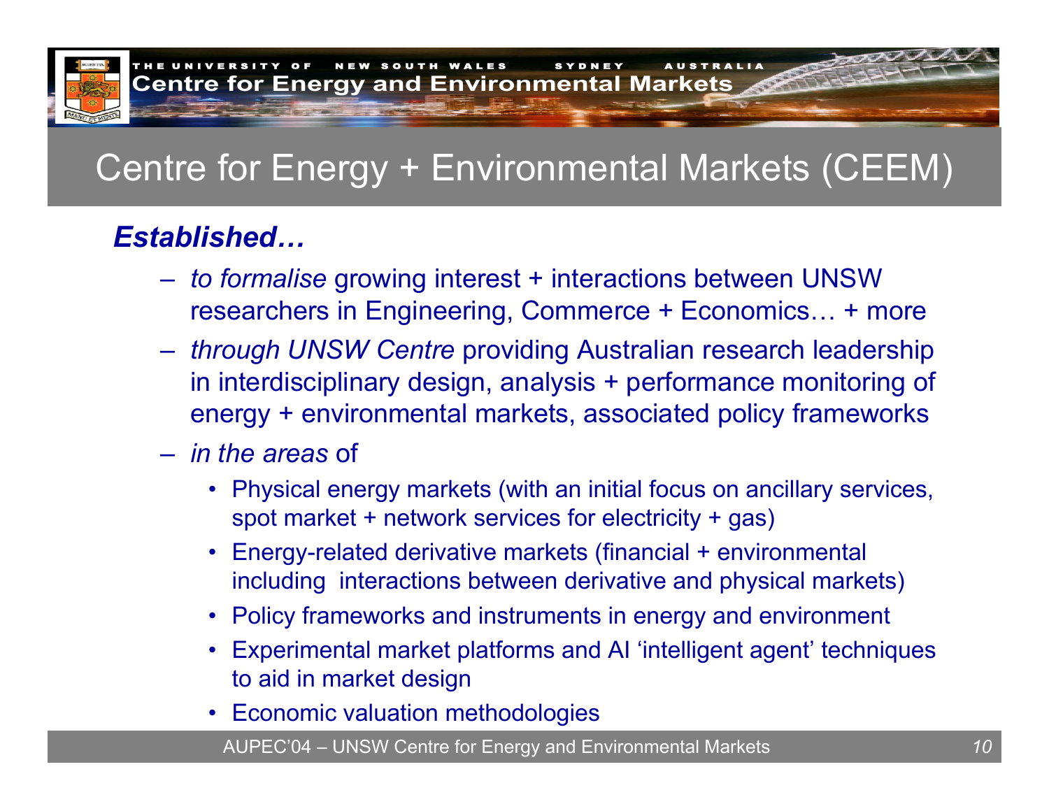# Centre for Energy + Environmental Markets (CEEM)

***Established…***

- *to formalise* growing interest + interactions between UNSW researchers in Engineering, Commerce + Economics… + more
- *through UNSW Centre* providing Australian research leadership in interdisciplinary design, analysis + performance monitoring of energy + environmental markets, associated policy frameworks
- *in the areas* of
  - Physical energy markets (with an initial focus on ancillary services, spot market + network services for electricity + gas)
  - Energy-related derivative markets (financial + environmental including interactions between derivative and physical markets)
  - Policy frameworks and instruments in energy and environment
  - Experimental market platforms and AI 'intelligent agent' techniques to aid in market design
  - Economic valuation methodologies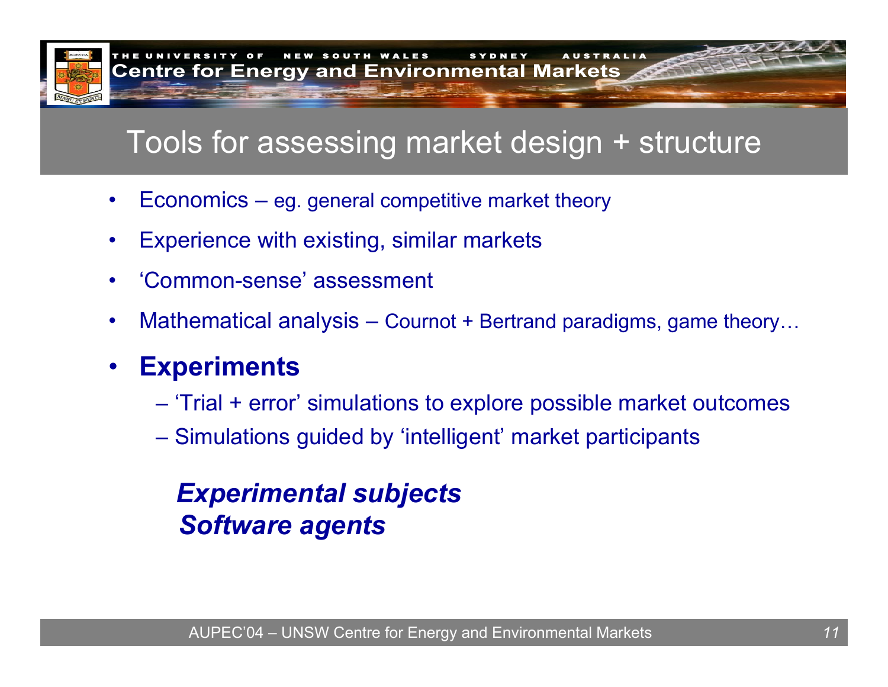# Tools for assessing market design + structure

- Economics – eg. general competitive market theory
- Experience with existing, similar markets
- 'Common-sense' assessment
- Mathematical analysis – Cournot + Bertrand paradigms, game theory…
- **Experiments**
  - 'Trial + error' simulations to explore possible market outcomes
  - Simulations guided by 'intelligent' market participants

***Experimental subjects***
***Software agents***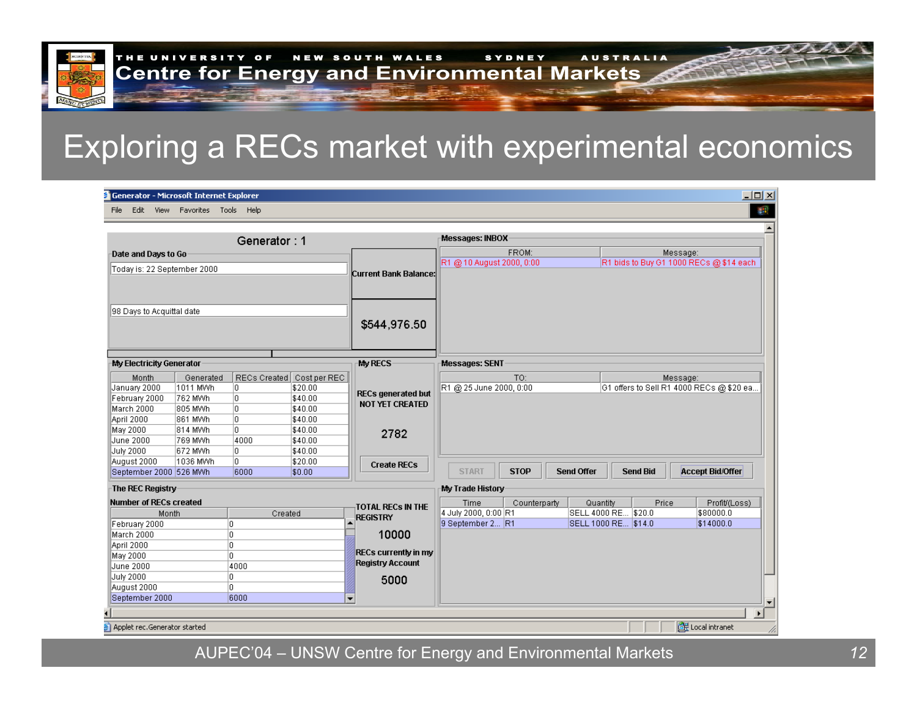# Exploring a RECs market with experimental economics

**Generator - Microsoft Internet Explorer**

File Edit View Favorites Tools Help

## Generator : 1

**Date and Days to Go**

Today is: 22 September 2000

98 Days to Acquittal date

**Current Bank Balance:** $544,976.50

### Messages: INBOX

| FROM: | Message: |
|---|---|
| R1 @ 10 August 2000, 0:00 | R1 bids to Buy G1 1000 RECs @ $14 each |

### My Electricity Generator

| Month | Generated | RECs Created | Cost per REC |
|---|---|---|---|
| January 2000 | 1011 MWh | 0 | $20.00 |
| February 2000 | 762 MWh | 0 | $40.00 |
| March 2000 | 805 MWh | 0 | $40.00 |
| April 2000 | 861 MWh | 0 | $40.00 |
| May 2000 | 814 MWh | 0 | $40.00 |
| June 2000 | 769 MWh | 4000 | $40.00 |
| July 2000 | 672 MWh | 0 | $40.00 |
| August 2000 | 1036 MWh | 0 | $20.00 |
| September 2000 | 526 MWh | 6000 | $0.00 |

### My RECS

RECs generated but NOT YET CREATED

2782

Create RECs

### Messages: SENT

| TO: | Message: |
|---|---|
| R1 @ 25 June 2000, 0:00 | G1 offers to Sell R1 4000 RECs @ $20 ea... |

START | STOP | Send Offer | Send Bid | Accept Bid/Offer

### The REC Registry

**Number of RECs created**

| Month | Created |
|---|---|
| February 2000 | 0 |
| March 2000 | 0 |
| April 2000 | 0 |
| May 2000 | 0 |
| June 2000 | 4000 |
| July 2000 | 0 |
| August 2000 | 0 |
| September 2000 | 6000 |

TOTAL RECs IN THE REGISTRY

10000

RECs currently in my Registry Account

5000

### My Trade History

| Time | Counterparty | Quantity | Price | Profit/(Loss) |
|---|---|---|---|---|
| 4 July 2000, 0:00 | R1 | SELL 4000 RE... | $20.0 | $80000.0 |
| 9 September 2... | R1 | SELL 1000 RE... | $14.0 | $14000.0 |

Applet rec.Generator started | Local intranet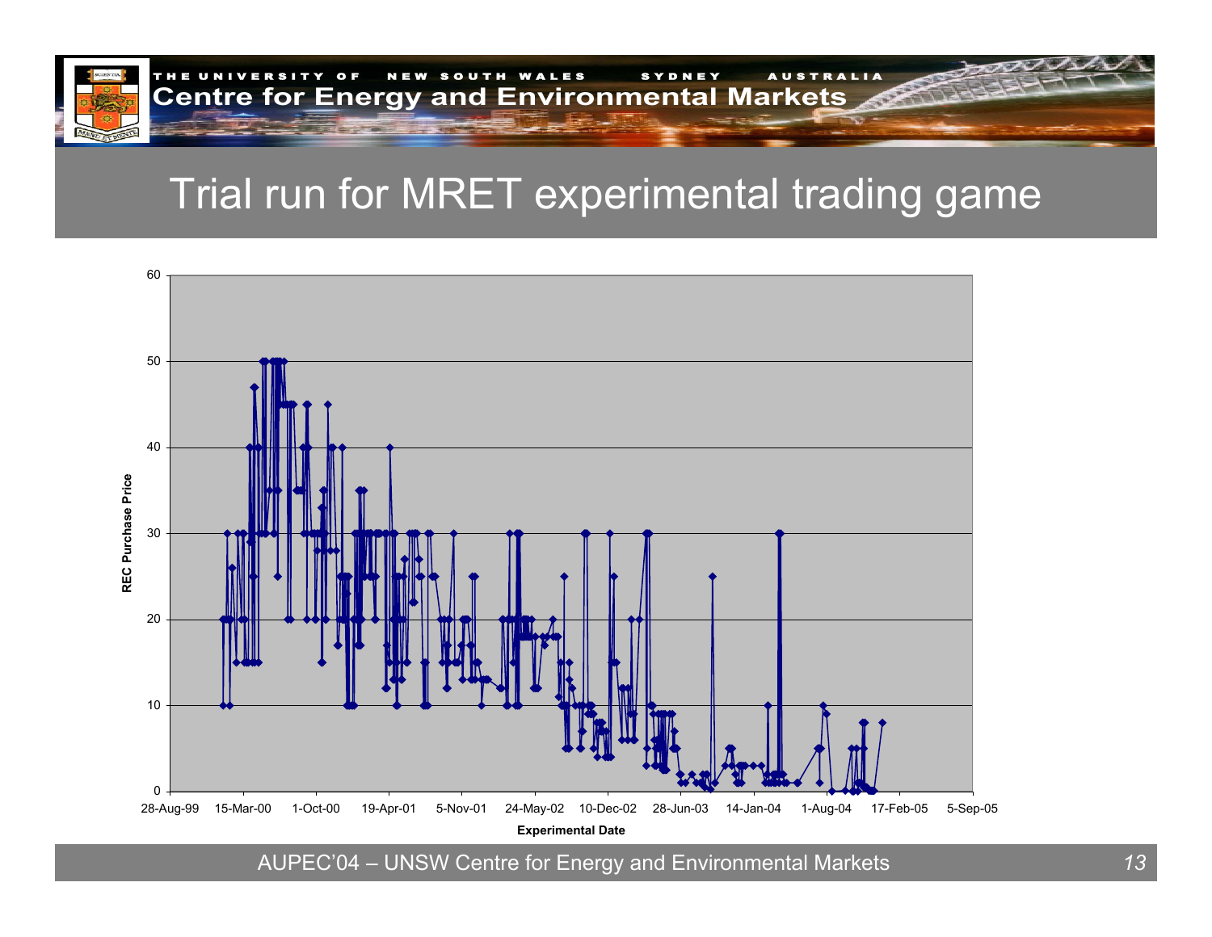# Trial run for MRET experimental trading game

REC Purchase Price

Experimental Date

60, 50, 40, 30, 20, 10, 0

28-Aug-99, 15-Mar-00, 1-Oct-00, 19-Apr-01, 5-Nov-01, 24-May-02, 10-Dec-02, 28-Jun-03, 14-Jan-04, 1-Aug-04, 17-Feb-05, 5-Sep-05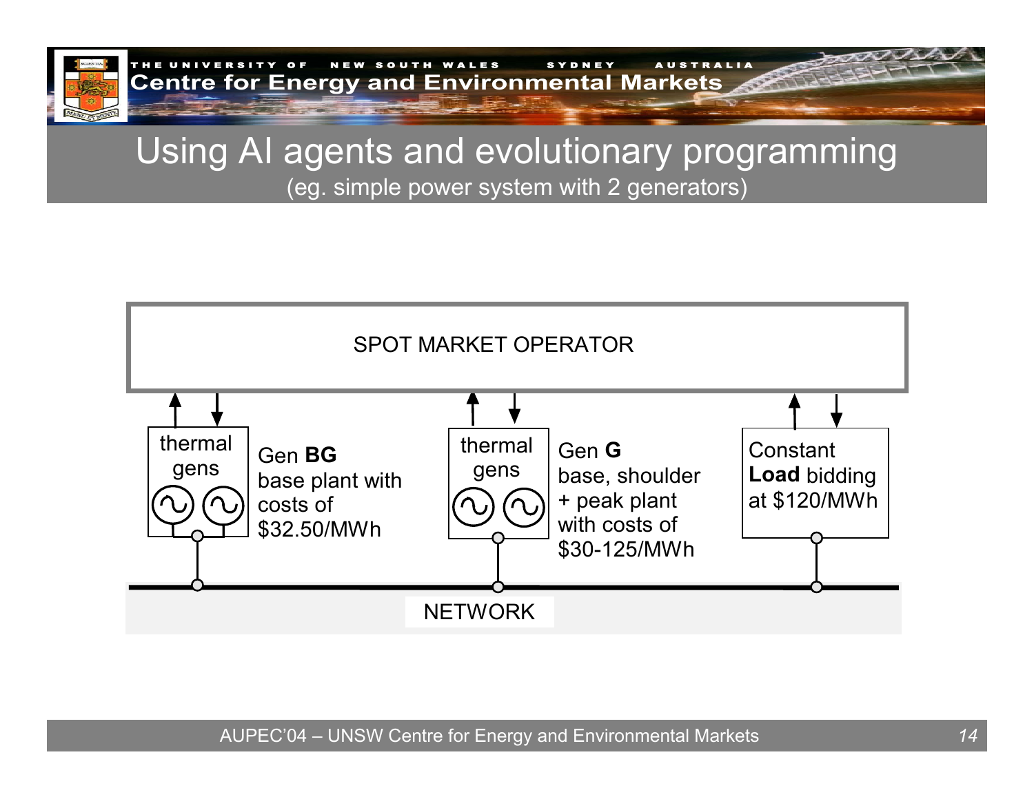# Using AI agents and evolutionary programming

(eg. simple power system with 2 generators)

SPOT MARKET OPERATOR

thermal gens

Gen **BG**
base plant with costs of $32.50/MWh

thermal gens

Gen **G**
base, shoulder + peak plant with costs of $30-125/MWh

Constant **Load** bidding at $120/MWh

NETWORK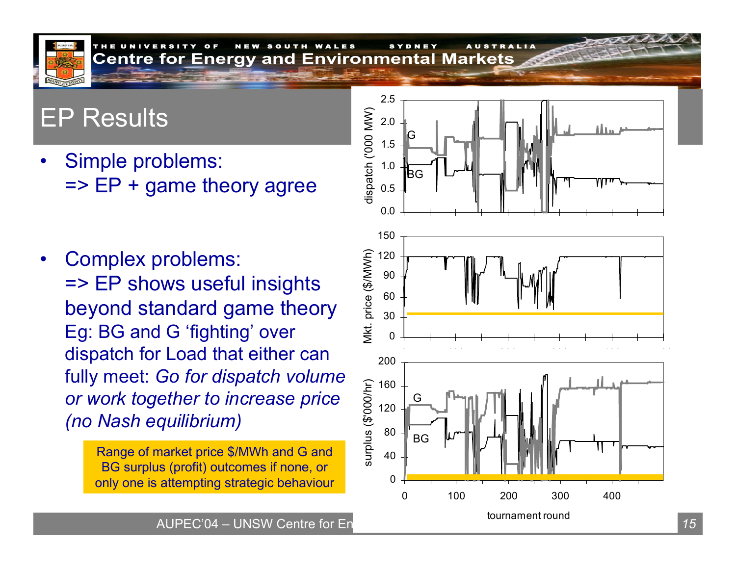## EP Results

- Simple problems:
  => EP + game theory agree

- Complex problems:
  => EP shows useful insights beyond standard game theory
  Eg: BG and G 'fighting' over dispatch for Load that either can fully meet: *Go for dispatch volume or work together to increase price (no Nash equilibrium)*

Range of market price $/MWh and G and BG surplus (profit) outcomes if none, or only one is attempting strategic behaviour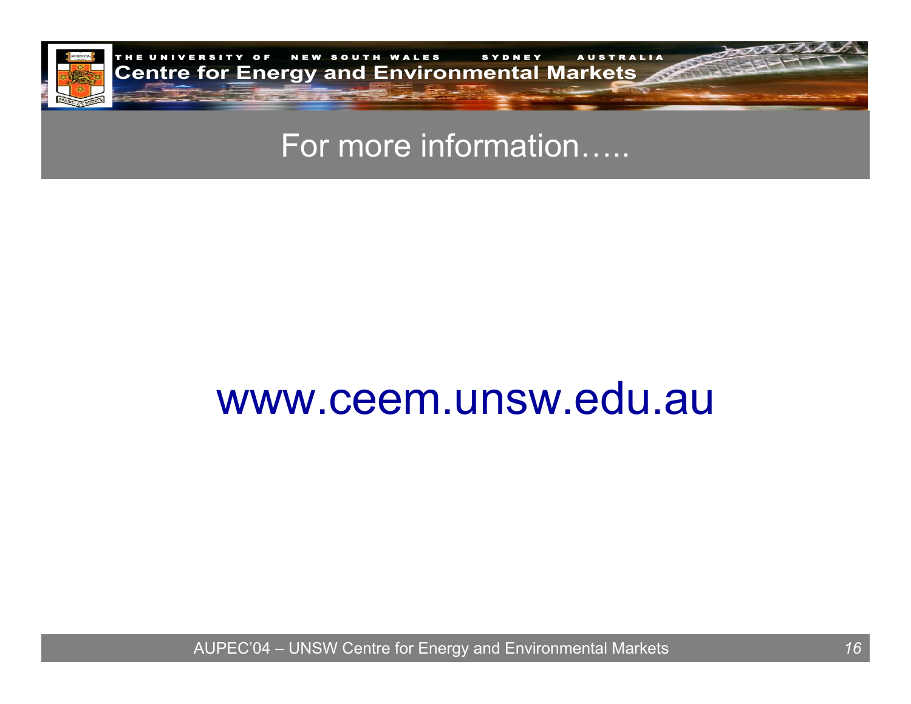## For more information…..

www.ceem.unsw.edu.au